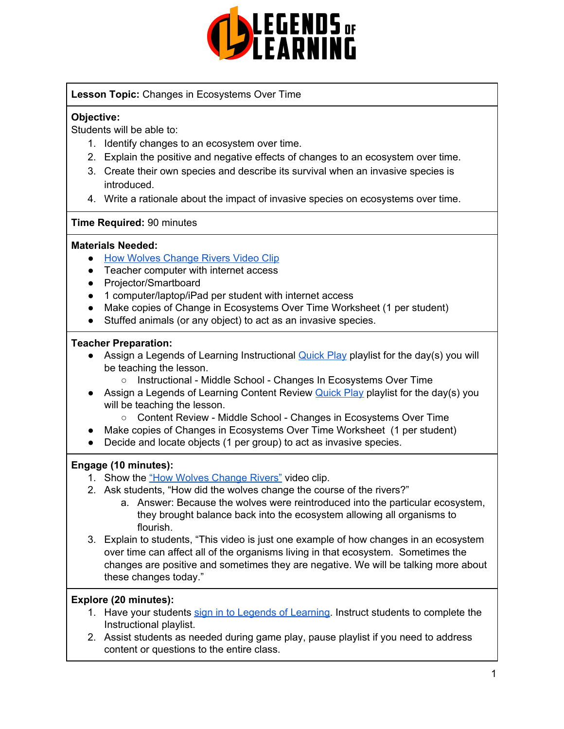**Lesson Topic:** Changes in Ecosystems Over Time

**Objective:**
Students will be able to:
1. Identify changes to an ecosystem over time.
2. Explain the positive and negative effects of changes to an ecosystem over time.
3. Create their own species and describe its survival when an invasive species is introduced.
4. Write a rationale about the impact of invasive species on ecosystems over time.

**Time Required:** 90 minutes

**Materials Needed:**
- How Wolves Change Rivers Video Clip
- Teacher computer with internet access
- Projector/Smartboard
- 1 computer/laptop/iPad per student with internet access
- Make copies of Change in Ecosystems Over Time Worksheet (1 per student)
- Stuffed animals (or any object) to act as an invasive species.

**Teacher Preparation:**
- Assign a Legends of Learning Instructional Quick Play playlist for the day(s) you will be teaching the lesson.
  - Instructional - Middle School - Changes In Ecosystems Over Time
- Assign a Legends of Learning Content Review Quick Play playlist for the day(s) you will be teaching the lesson.
  - Content Review - Middle School - Changes in Ecosystems Over Time
- Make copies of Changes in Ecosystems Over Time Worksheet (1 per student)
- Decide and locate objects (1 per group) to act as invasive species.

**Engage (10 minutes):**
1. Show the "How Wolves Change Rivers" video clip.
2. Ask students, "How did the wolves change the course of the rivers?"
   a. Answer: Because the wolves were reintroduced into the particular ecosystem, they brought balance back into the ecosystem allowing all organisms to flourish.
3. Explain to students, "This video is just one example of how changes in an ecosystem over time can affect all of the organisms living in that ecosystem. Sometimes the changes are positive and sometimes they are negative. We will be talking more about these changes today."

**Explore (20 minutes):**
1. Have your students sign in to Legends of Learning. Instruct students to complete the Instructional playlist.
2. Assist students as needed during game play, pause playlist if you need to address content or questions to the entire class.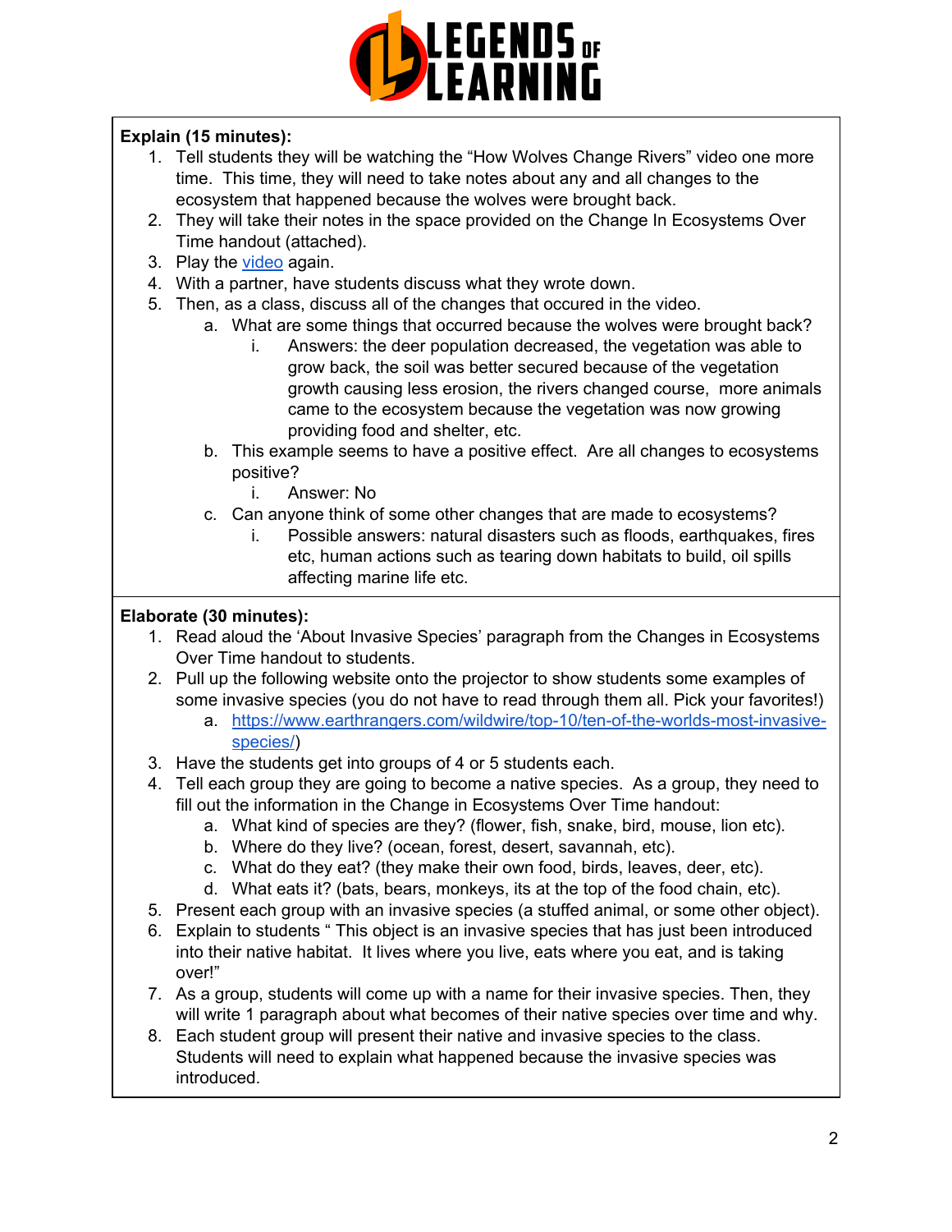**Explain (15 minutes):**

1. Tell students they will be watching the "How Wolves Change Rivers" video one more time. This time, they will need to take notes about any and all changes to the ecosystem that happened because the wolves were brought back.
2. They will take their notes in the space provided on the Change In Ecosystems Over Time handout (attached).
3. Play the [video](video) again.
4. With a partner, have students discuss what they wrote down.
5. Then, as a class, discuss all of the changes that occured in the video.
   a. What are some things that occurred because the wolves were brought back?
      i. Answers: the deer population decreased, the vegetation was able to grow back, the soil was better secured because of the vegetation growth causing less erosion, the rivers changed course, more animals came to the ecosystem because the vegetation was now growing providing food and shelter, etc.
   b. This example seems to have a positive effect. Are all changes to ecosystems positive?
      i. Answer: No
   c. Can anyone think of some other changes that are made to ecosystems?
      i. Possible answers: natural disasters such as floods, earthquakes, fires etc, human actions such as tearing down habitats to build, oil spills affecting marine life etc.

**Elaborate (30 minutes):**

1. Read aloud the 'About Invasive Species' paragraph from the Changes in Ecosystems Over Time handout to students.
2. Pull up the following website onto the projector to show students some examples of some invasive species (you do not have to read through them all. Pick your favorites!)
   a. https://www.earthrangers.com/wildwire/top-10/ten-of-the-worlds-most-invasive-species/)
3. Have the students get into groups of 4 or 5 students each.
4. Tell each group they are going to become a native species. As a group, they need to fill out the information in the Change in Ecosystems Over Time handout:
   a. What kind of species are they? (flower, fish, snake, bird, mouse, lion etc).
   b. Where do they live? (ocean, forest, desert, savannah, etc).
   c. What do they eat? (they make their own food, birds, leaves, deer, etc).
   d. What eats it? (bats, bears, monkeys, its at the top of the food chain, etc).
5. Present each group with an invasive species (a stuffed animal, or some other object).
6. Explain to students " This object is an invasive species that has just been introduced into their native habitat. It lives where you live, eats where you eat, and is taking over!"
7. As a group, students will come up with a name for their invasive species. Then, they will write 1 paragraph about what becomes of their native species over time and why.
8. Each student group will present their native and invasive species to the class. Students will need to explain what happened because the invasive species was introduced.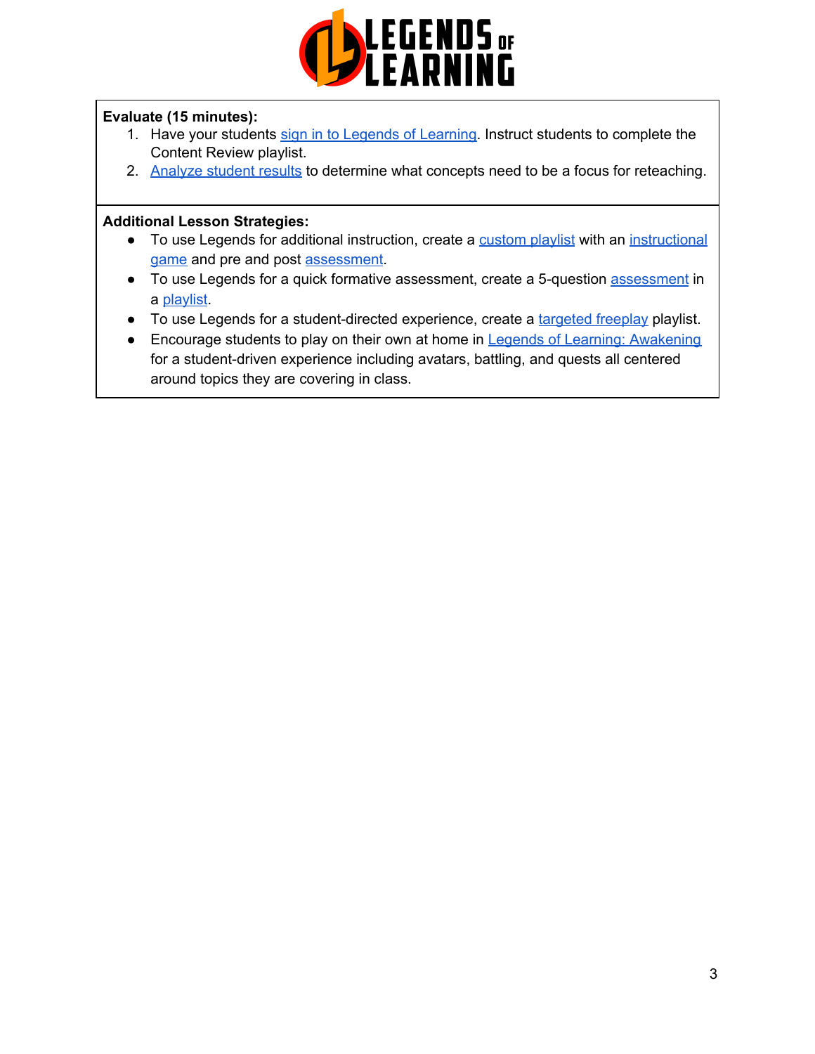**Evaluate (15 minutes):**

1. Have your students sign in to Legends of Learning. Instruct students to complete the Content Review playlist.
2. Analyze student results to determine what concepts need to be a focus for reteaching.

**Additional Lesson Strategies:**

- To use Legends for additional instruction, create a custom playlist with an instructional game and pre and post assessment.
- To use Legends for a quick formative assessment, create a 5-question assessment in a playlist.
- To use Legends for a student-directed experience, create a targeted freeplay playlist.
- Encourage students to play on their own at home in Legends of Learning: Awakening for a student-driven experience including avatars, battling, and quests all centered around topics they are covering in class.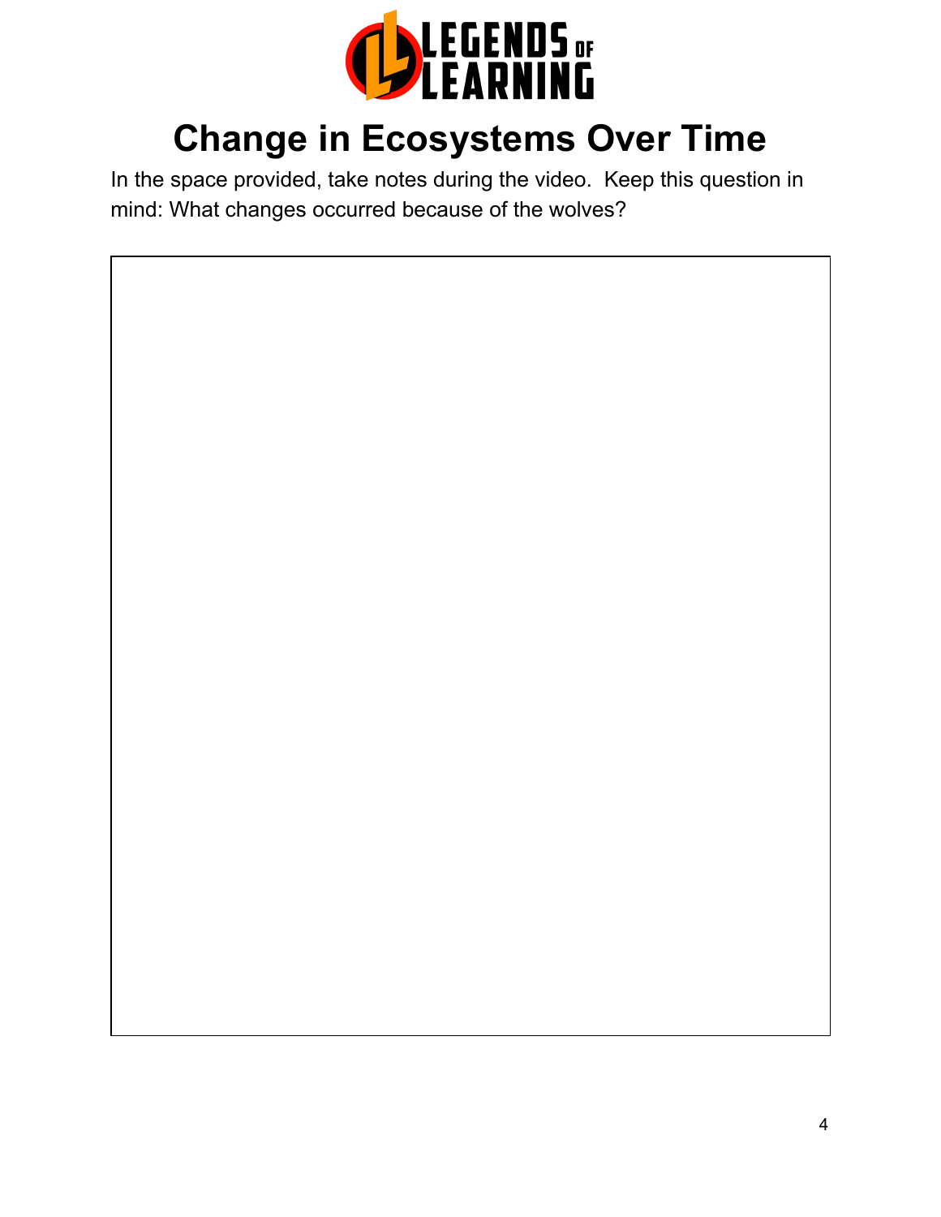# Change in Ecosystems Over Time

In the space provided, take notes during the video. Keep this question in mind: What changes occurred because of the wolves?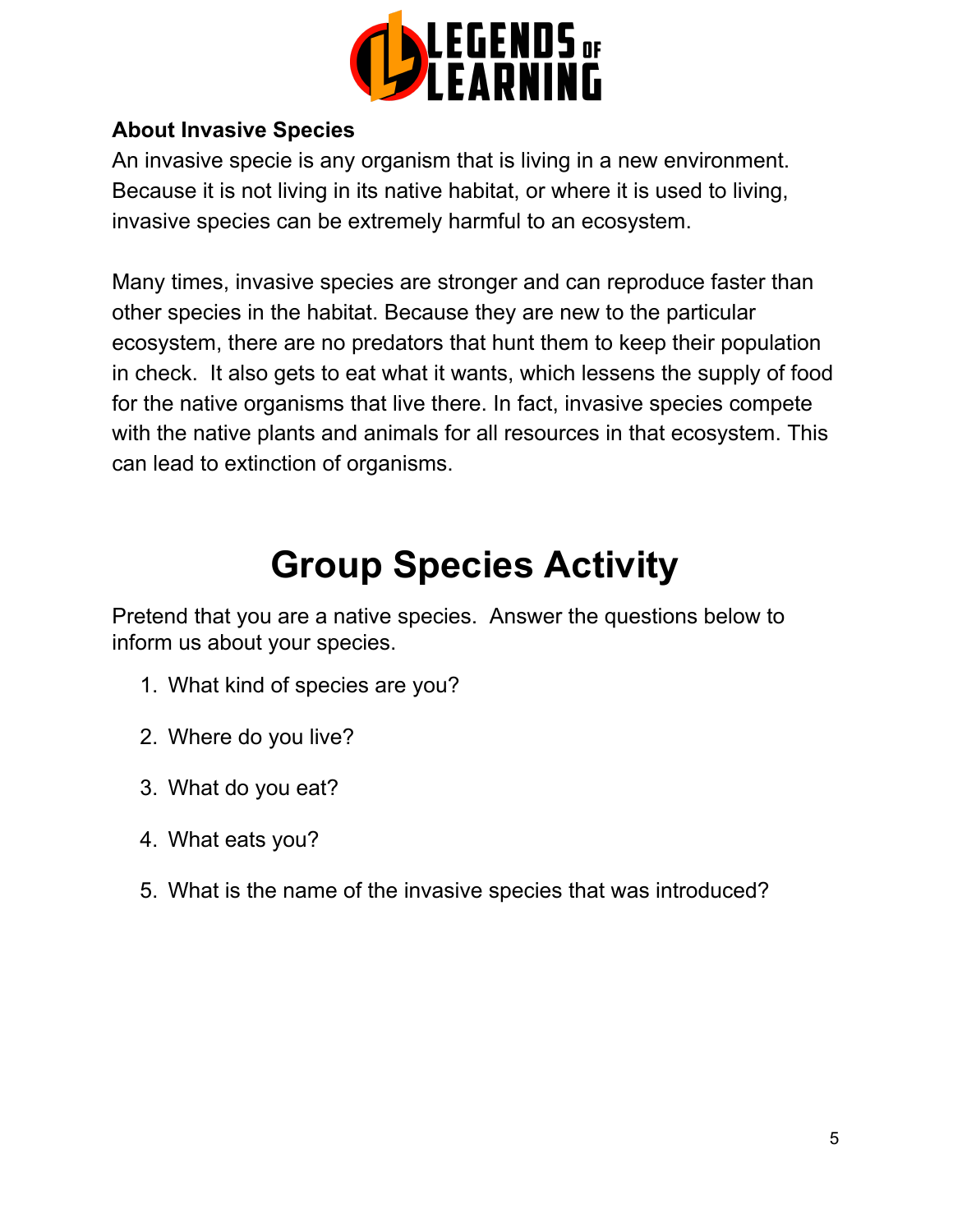**About Invasive Species**

An invasive specie is any organism that is living in a new environment. Because it is not living in its native habitat, or where it is used to living, invasive species can be extremely harmful to an ecosystem.

Many times, invasive species are stronger and can reproduce faster than other species in the habitat. Because they are new to the particular ecosystem, there are no predators that hunt them to keep their population in check. It also gets to eat what it wants, which lessens the supply of food for the native organisms that live there. In fact, invasive species compete with the native plants and animals for all resources in that ecosystem. This can lead to extinction of organisms.

# Group Species Activity

Pretend that you are a native species. Answer the questions below to inform us about your species.

1. What kind of species are you?
2. Where do you live?
3. What do you eat?
4. What eats you?
5. What is the name of the invasive species that was introduced?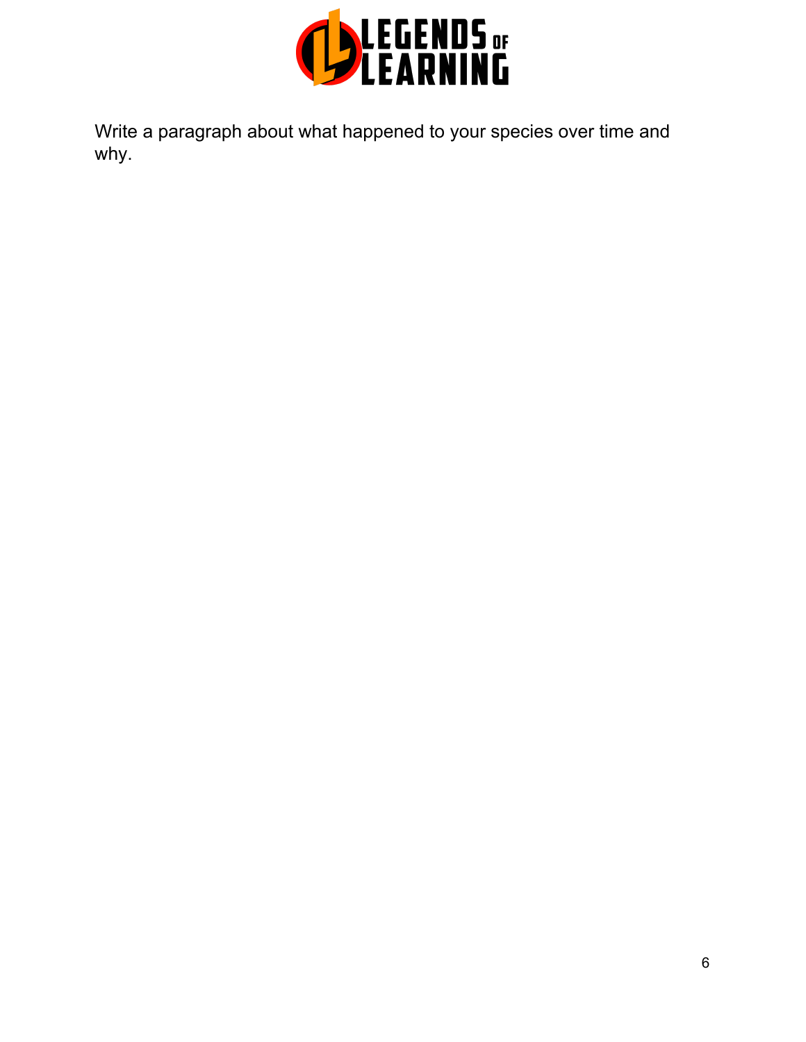Write a paragraph about what happened to your species over time and why.